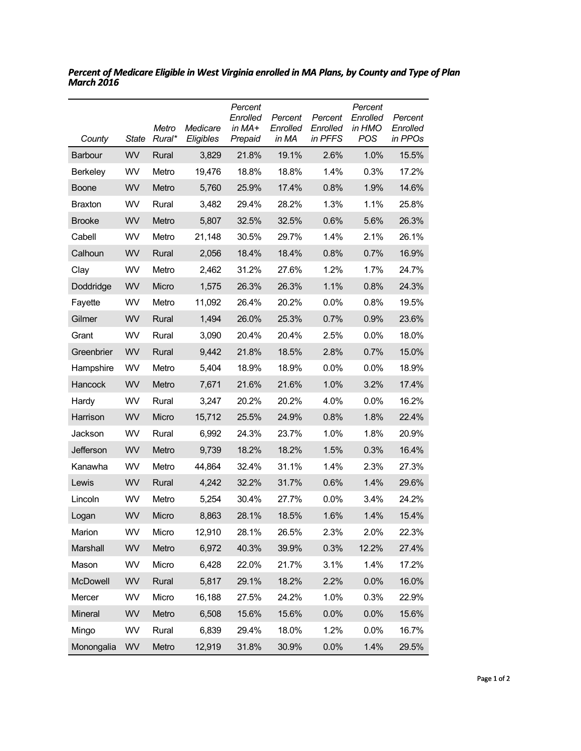***Percent of Medicare Eligible in West Virginia enrolled in MA Plans, by County and Type of Plan March 2016***

| *County* | *State* | *Metro Rural\** | *Medicare Eligibles* | *Percent Enrolled in MA+ Prepaid* | *Percent Enrolled in MA* | *Percent Enrolled in PFFS* | *Percent Enrolled in HMO POS* | *Percent Enrolled in PPOs* |
|---|---|---|---|---|---|---|---|---|
| Barbour | WV | Rural | 3,829 | 21.8% | 19.1% | 2.6% | 1.0% | 15.5% |
| Berkeley | WV | Metro | 19,476 | 18.8% | 18.8% | 1.4% | 0.3% | 17.2% |
| Boone | WV | Metro | 5,760 | 25.9% | 17.4% | 0.8% | 1.9% | 14.6% |
| Braxton | WV | Rural | 3,482 | 29.4% | 28.2% | 1.3% | 1.1% | 25.8% |
| Brooke | WV | Metro | 5,807 | 32.5% | 32.5% | 0.6% | 5.6% | 26.3% |
| Cabell | WV | Metro | 21,148 | 30.5% | 29.7% | 1.4% | 2.1% | 26.1% |
| Calhoun | WV | Rural | 2,056 | 18.4% | 18.4% | 0.8% | 0.7% | 16.9% |
| Clay | WV | Metro | 2,462 | 31.2% | 27.6% | 1.2% | 1.7% | 24.7% |
| Doddridge | WV | Micro | 1,575 | 26.3% | 26.3% | 1.1% | 0.8% | 24.3% |
| Fayette | WV | Metro | 11,092 | 26.4% | 20.2% | 0.0% | 0.8% | 19.5% |
| Gilmer | WV | Rural | 1,494 | 26.0% | 25.3% | 0.7% | 0.9% | 23.6% |
| Grant | WV | Rural | 3,090 | 20.4% | 20.4% | 2.5% | 0.0% | 18.0% |
| Greenbrier | WV | Rural | 9,442 | 21.8% | 18.5% | 2.8% | 0.7% | 15.0% |
| Hampshire | WV | Metro | 5,404 | 18.9% | 18.9% | 0.0% | 0.0% | 18.9% |
| Hancock | WV | Metro | 7,671 | 21.6% | 21.6% | 1.0% | 3.2% | 17.4% |
| Hardy | WV | Rural | 3,247 | 20.2% | 20.2% | 4.0% | 0.0% | 16.2% |
| Harrison | WV | Micro | 15,712 | 25.5% | 24.9% | 0.8% | 1.8% | 22.4% |
| Jackson | WV | Rural | 6,992 | 24.3% | 23.7% | 1.0% | 1.8% | 20.9% |
| Jefferson | WV | Metro | 9,739 | 18.2% | 18.2% | 1.5% | 0.3% | 16.4% |
| Kanawha | WV | Metro | 44,864 | 32.4% | 31.1% | 1.4% | 2.3% | 27.3% |
| Lewis | WV | Rural | 4,242 | 32.2% | 31.7% | 0.6% | 1.4% | 29.6% |
| Lincoln | WV | Metro | 5,254 | 30.4% | 27.7% | 0.0% | 3.4% | 24.2% |
| Logan | WV | Micro | 8,863 | 28.1% | 18.5% | 1.6% | 1.4% | 15.4% |
| Marion | WV | Micro | 12,910 | 28.1% | 26.5% | 2.3% | 2.0% | 22.3% |
| Marshall | WV | Metro | 6,972 | 40.3% | 39.9% | 0.3% | 12.2% | 27.4% |
| Mason | WV | Micro | 6,428 | 22.0% | 21.7% | 3.1% | 1.4% | 17.2% |
| McDowell | WV | Rural | 5,817 | 29.1% | 18.2% | 2.2% | 0.0% | 16.0% |
| Mercer | WV | Micro | 16,188 | 27.5% | 24.2% | 1.0% | 0.3% | 22.9% |
| Mineral | WV | Metro | 6,508 | 15.6% | 15.6% | 0.0% | 0.0% | 15.6% |
| Mingo | WV | Rural | 6,839 | 29.4% | 18.0% | 1.2% | 0.0% | 16.7% |
| Monongalia | WV | Metro | 12,919 | 31.8% | 30.9% | 0.0% | 1.4% | 29.5% |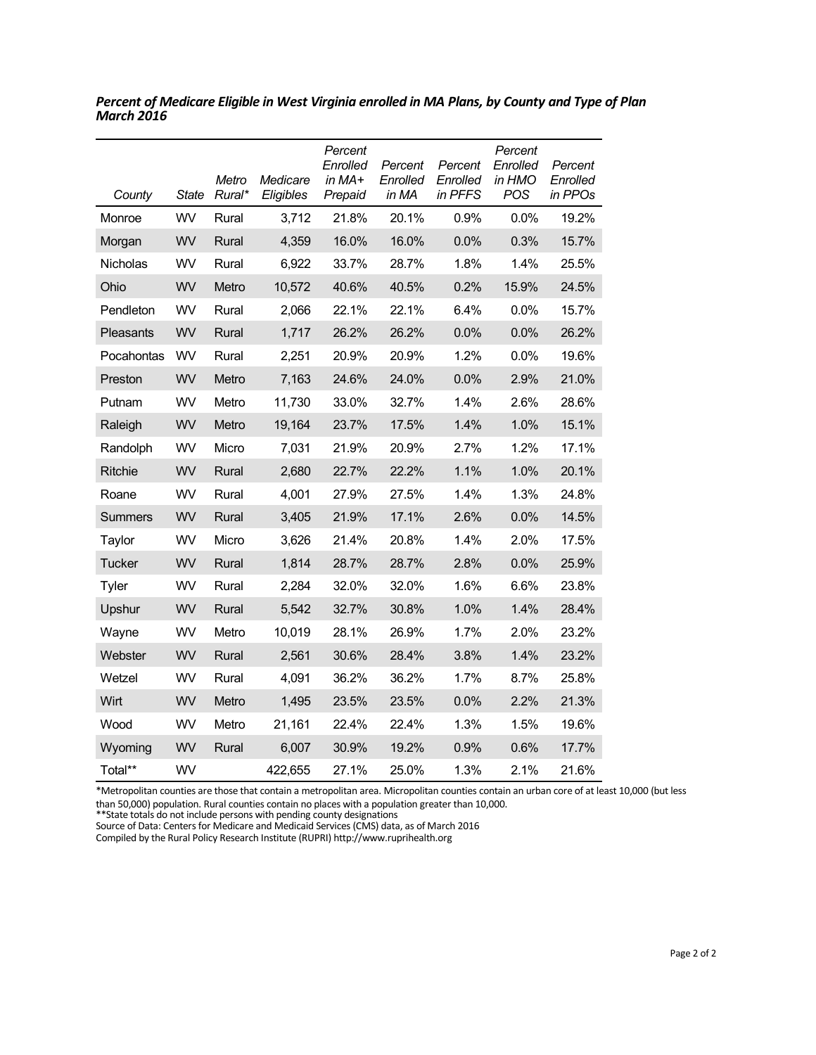***Percent of Medicare Eligible in West Virginia enrolled in MA Plans, by County and Type of Plan March 2016***

| *County* | *State* | *Metro Rural\** | *Medicare Eligibles* | *Percent Enrolled in MA+ Prepaid* | *Percent Enrolled in MA* | *Percent Enrolled in PFFS* | *Percent Enrolled in HMO POS* | *Percent Enrolled in PPOs* |
|---|---|---|---|---|---|---|---|---|
| Monroe | WV | Rural | 3,712 | 21.8% | 20.1% | 0.9% | 0.0% | 19.2% |
| Morgan | WV | Rural | 4,359 | 16.0% | 16.0% | 0.0% | 0.3% | 15.7% |
| Nicholas | WV | Rural | 6,922 | 33.7% | 28.7% | 1.8% | 1.4% | 25.5% |
| Ohio | WV | Metro | 10,572 | 40.6% | 40.5% | 0.2% | 15.9% | 24.5% |
| Pendleton | WV | Rural | 2,066 | 22.1% | 22.1% | 6.4% | 0.0% | 15.7% |
| Pleasants | WV | Rural | 1,717 | 26.2% | 26.2% | 0.0% | 0.0% | 26.2% |
| Pocahontas | WV | Rural | 2,251 | 20.9% | 20.9% | 1.2% | 0.0% | 19.6% |
| Preston | WV | Metro | 7,163 | 24.6% | 24.0% | 0.0% | 2.9% | 21.0% |
| Putnam | WV | Metro | 11,730 | 33.0% | 32.7% | 1.4% | 2.6% | 28.6% |
| Raleigh | WV | Metro | 19,164 | 23.7% | 17.5% | 1.4% | 1.0% | 15.1% |
| Randolph | WV | Micro | 7,031 | 21.9% | 20.9% | 2.7% | 1.2% | 17.1% |
| Ritchie | WV | Rural | 2,680 | 22.7% | 22.2% | 1.1% | 1.0% | 20.1% |
| Roane | WV | Rural | 4,001 | 27.9% | 27.5% | 1.4% | 1.3% | 24.8% |
| Summers | WV | Rural | 3,405 | 21.9% | 17.1% | 2.6% | 0.0% | 14.5% |
| Taylor | WV | Micro | 3,626 | 21.4% | 20.8% | 1.4% | 2.0% | 17.5% |
| Tucker | WV | Rural | 1,814 | 28.7% | 28.7% | 2.8% | 0.0% | 25.9% |
| Tyler | WV | Rural | 2,284 | 32.0% | 32.0% | 1.6% | 6.6% | 23.8% |
| Upshur | WV | Rural | 5,542 | 32.7% | 30.8% | 1.0% | 1.4% | 28.4% |
| Wayne | WV | Metro | 10,019 | 28.1% | 26.9% | 1.7% | 2.0% | 23.2% |
| Webster | WV | Rural | 2,561 | 30.6% | 28.4% | 3.8% | 1.4% | 23.2% |
| Wetzel | WV | Rural | 4,091 | 36.2% | 36.2% | 1.7% | 8.7% | 25.8% |
| Wirt | WV | Metro | 1,495 | 23.5% | 23.5% | 0.0% | 2.2% | 21.3% |
| Wood | WV | Metro | 21,161 | 22.4% | 22.4% | 1.3% | 1.5% | 19.6% |
| Wyoming | WV | Rural | 6,007 | 30.9% | 19.2% | 0.9% | 0.6% | 17.7% |
| Total** | WV | | 422,655 | 27.1% | 25.0% | 1.3% | 2.1% | 21.6% |

*Metropolitan counties are those that contain a metropolitan area. Micropolitan counties contain an urban core of at least 10,000 (but less than 50,000) population. Rural counties contain no places with a population greater than 10,000.

**State totals do not include persons with pending county designations

Source of Data: Centers for Medicare and Medicaid Services (CMS) data, as of March 2016

Compiled by the Rural Policy Research Institute (RUPRI) http://www.ruprihealth.org